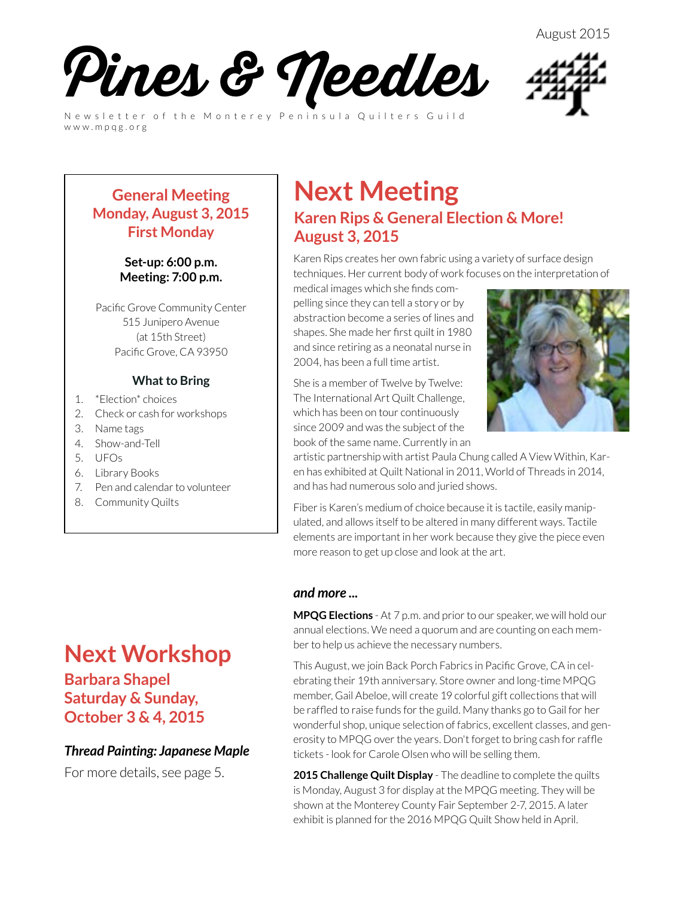August 2015

# Pines & Needles

Newsletter of the Monterey Peninsula Quilters Guild
www.mpqg.org

## General Meeting
## Monday, August 3, 2015
## First Monday

**Set-up: 6:00 p.m.**
**Meeting: 7:00 p.m.**

Pacific Grove Community Center
515 Junipero Avenue
(at 15th Street)
Pacific Grove, CA 93950

### What to Bring

1. *Election* choices
2. Check or cash for workshops
3. Name tags
4. Show-and-Tell
5. UFOs
6. Library Books
7. Pen and calendar to volunteer
8. Community Quilts

# Next Meeting

## Karen Rips & General Election & More!
## August 3, 2015

Karen Rips creates her own fabric using a variety of surface design techniques. Her current body of work focuses on the interpretation of medical images which she finds compelling since they can tell a story or by abstraction become a series of lines and shapes. She made her first quilt in 1980 and since retiring as a neonatal nurse in 2004, has been a full time artist.

She is a member of Twelve by Twelve: The International Art Quilt Challenge, which has been on tour continuously since 2009 and was the subject of the book of the same name. Currently in an artistic partnership with artist Paula Chung called A View Within, Karen has exhibited at Quilt National in 2011, World of Threads in 2014, and has had numerous solo and juried shows.

Fiber is Karen's medium of choice because it is tactile, easily manipulated, and allows itself to be altered in many different ways. Tactile elements are important in her work because they give the piece even more reason to get up close and look at the art.

### *and more ...*

**MPQG Elections** - At 7 p.m. and prior to our speaker, we will hold our annual elections. We need a quorum and are counting on each member to help us achieve the necessary numbers.

This August, we join Back Porch Fabrics in Pacific Grove, CA in celebrating their 19th anniversary. Store owner and long-time MPQG member, Gail Abeloe, will create 19 colorful gift collections that will be raffled to raise funds for the guild. Many thanks go to Gail for her wonderful shop, unique selection of fabrics, excellent classes, and generosity to MPQG over the years. Don't forget to bring cash for raffle tickets - look for Carole Olsen who will be selling them.

**2015 Challenge Quilt Display** - The deadline to complete the quilts is Monday, August 3 for display at the MPQG meeting. They will be shown at the Monterey County Fair September 2-7, 2015. A later exhibit is planned for the 2016 MPQG Quilt Show held in April.

# Next Workshop

## Barbara Shapel
## Saturday & Sunday, October 3 & 4, 2015

### *Thread Painting: Japanese Maple*

For more details, see page 5.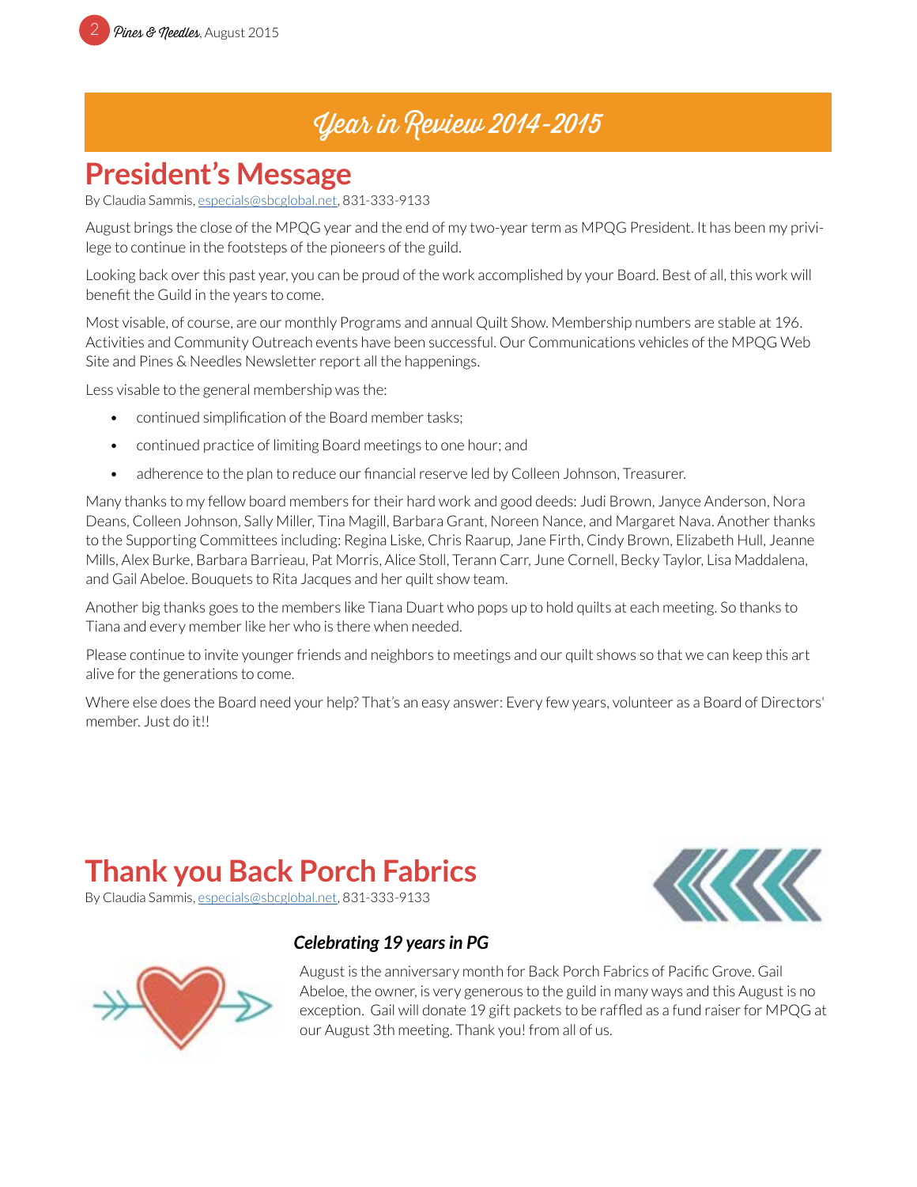# Year in Review 2014-2015

## President's Message

By Claudia Sammis, especials@sbcglobal.net, 831-333-9133

August brings the close of the MPQG year and the end of my two-year term as MPQG President. It has been my privilege to continue in the footsteps of the pioneers of the guild.

Looking back over this past year, you can be proud of the work accomplished by your Board. Best of all, this work will benefit the Guild in the years to come.

Most visable, of course, are our monthly Programs and annual Quilt Show. Membership numbers are stable at 196. Activities and Community Outreach events have been successful. Our Communications vehicles of the MPQG Web Site and Pines & Needles Newsletter report all the happenings.

Less visable to the general membership was the:

- continued simplification of the Board member tasks;
- continued practice of limiting Board meetings to one hour; and
- adherence to the plan to reduce our financial reserve led by Colleen Johnson, Treasurer.

Many thanks to my fellow board members for their hard work and good deeds: Judi Brown, Janyce Anderson, Nora Deans, Colleen Johnson, Sally Miller, Tina Magill, Barbara Grant, Noreen Nance, and Margaret Nava. Another thanks to the Supporting Committees including: Regina Liske, Chris Raarup, Jane Firth, Cindy Brown, Elizabeth Hull, Jeanne Mills, Alex Burke, Barbara Barrieau, Pat Morris, Alice Stoll, Terann Carr, June Cornell, Becky Taylor, Lisa Maddalena, and Gail Abeloe. Bouquets to Rita Jacques and her quilt show team.

Another big thanks goes to the members like Tiana Duart who pops up to hold quilts at each meeting. So thanks to Tiana and every member like her who is there when needed.

Please continue to invite younger friends and neighbors to meetings and our quilt shows so that we can keep this art alive for the generations to come.

Where else does the Board need your help? That's an easy answer: Every few years, volunteer as a Board of Directors' member. Just do it!!

## Thank you Back Porch Fabrics

By Claudia Sammis, especials@sbcglobal.net, 831-333-9133

### *Celebrating 19 years in PG*

August is the anniversary month for Back Porch Fabrics of Pacific Grove. Gail Abeloe, the owner, is very generous to the guild in many ways and this August is no exception. Gail will donate 19 gift packets to be raffled as a fund raiser for MPQG at our August 3th meeting. Thank you! from all of us.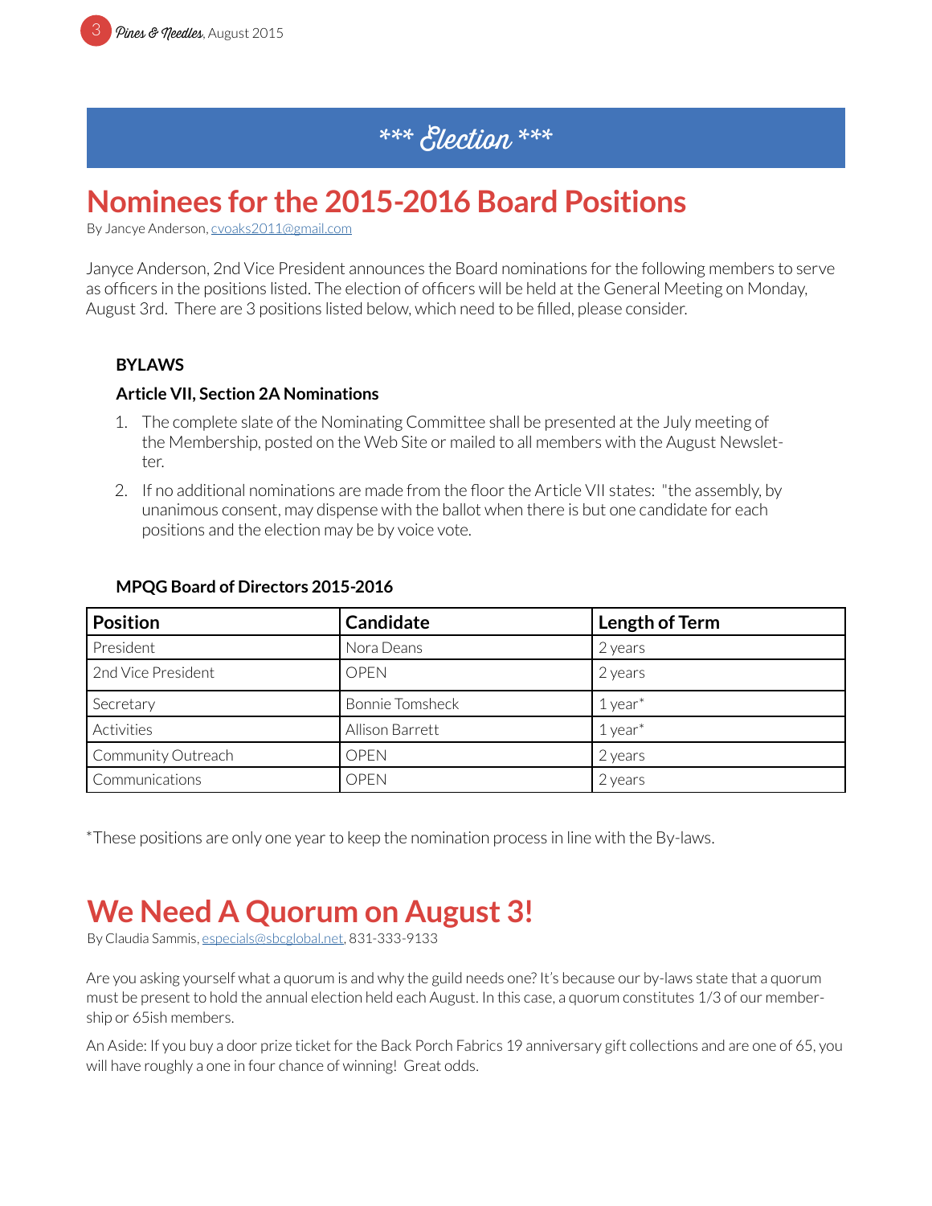# *** Election ***

## Nominees for the 2015-2016 Board Positions

By Jancye Anderson, cvoaks2011@gmail.com

Janyce Anderson, 2nd Vice President announces the Board nominations for the following members to serve as officers in the positions listed. The election of officers will be held at the General Meeting on Monday, August 3rd. There are 3 positions listed below, which need to be filled, please consider.

**BYLAWS**

**Article VII, Section 2A Nominations**

1. The complete slate of the Nominating Committee shall be presented at the July meeting of the Membership, posted on the Web Site or mailed to all members with the August Newsletter.
2. If no additional nominations are made from the floor the Article VII states: "the assembly, by unanimous consent, may dispense with the ballot when there is but one candidate for each positions and the election may be by voice vote.

**MPQG Board of Directors 2015-2016**

| Position | Candidate | Length of Term |
| --- | --- | --- |
| President | Nora Deans | 2 years |
| 2nd Vice President | OPEN | 2 years |
| Secretary | Bonnie Tomsheck | 1 year* |
| Activities | Allison Barrett | 1 year* |
| Community Outreach | OPEN | 2 years |
| Communications | OPEN | 2 years |

*These positions are only one year to keep the nomination process in line with the By-laws.

## We Need A Quorum on August 3!

By Claudia Sammis, especials@sbcglobal.net, 831-333-9133

Are you asking yourself what a quorum is and why the guild needs one? It's because our by-laws state that a quorum must be present to hold the annual election held each August. In this case, a quorum constitutes 1/3 of our membership or 65ish members.

An Aside: If you buy a door prize ticket for the Back Porch Fabrics 19 anniversary gift collections and are one of 65, you will have roughly a one in four chance of winning! Great odds.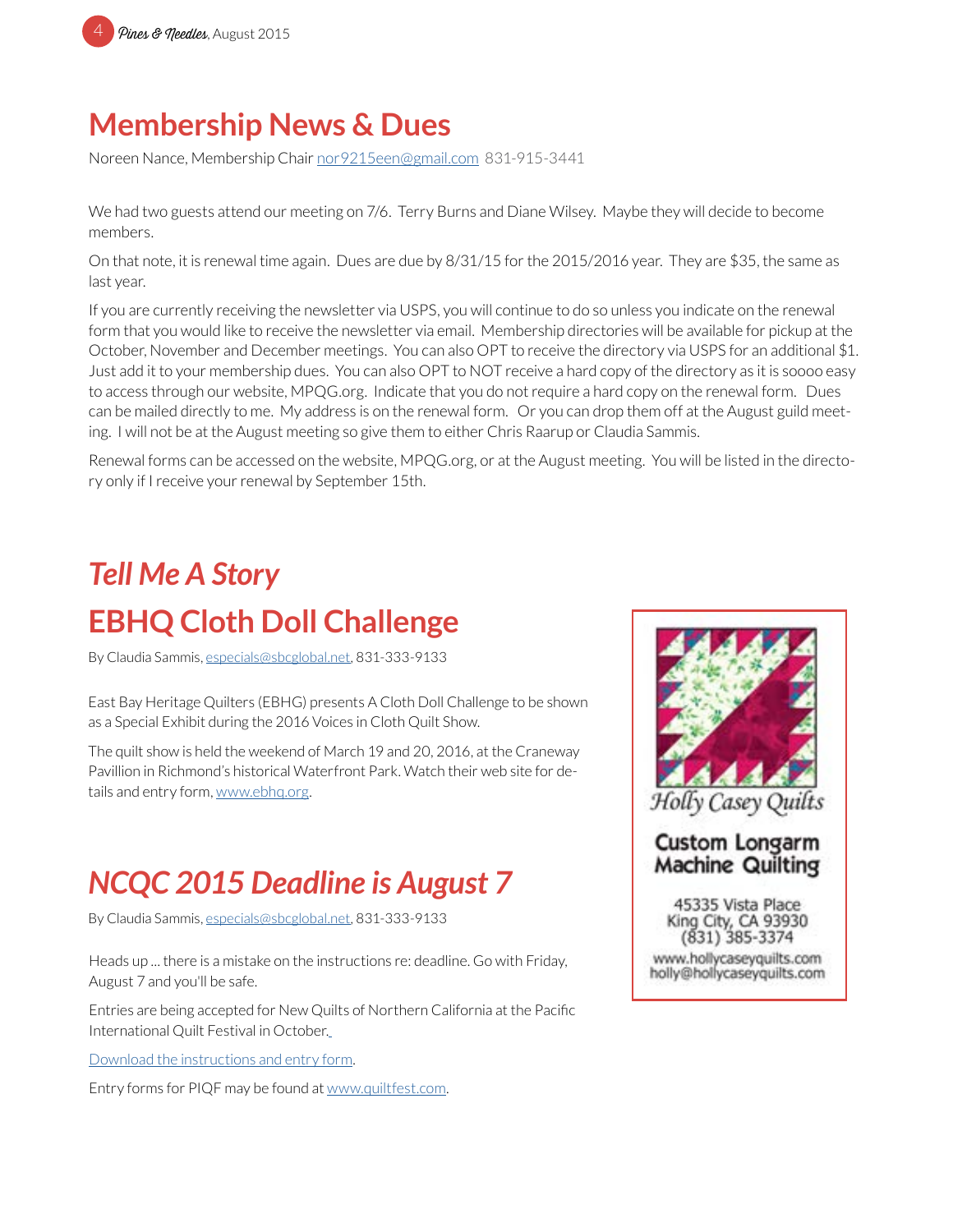## Membership News & Dues

Noreen Nance, Membership Chair nor9215een@gmail.com 831-915-3441

We had two guests attend our meeting on 7/6. Terry Burns and Diane Wilsey. Maybe they will decide to become members.

On that note, it is renewal time again. Dues are due by 8/31/15 for the 2015/2016 year. They are $35, the same as last year.

If you are currently receiving the newsletter via USPS, you will continue to do so unless you indicate on the renewal form that you would like to receive the newsletter via email. Membership directories will be available for pickup at the October, November and December meetings. You can also OPT to receive the directory via USPS for an additional $1. Just add it to your membership dues. You can also OPT to NOT receive a hard copy of the directory as it is soooo easy to access through our website, MPQG.org. Indicate that you do not require a hard copy on the renewal form. Dues can be mailed directly to me. My address is on the renewal form. Or you can drop them off at the August guild meeting. I will not be at the August meeting so give them to either Chris Raarup or Claudia Sammis.

Renewal forms can be accessed on the website, MPQG.org, or at the August meeting. You will be listed in the directory only if I receive your renewal by September 15th.

## *Tell Me A Story*

## EBHQ Cloth Doll Challenge

By Claudia Sammis, especials@sbcglobal.net, 831-333-9133

East Bay Heritage Quilters (EBHG) presents A Cloth Doll Challenge to be shown as a Special Exhibit during the 2016 Voices in Cloth Quilt Show.

The quilt show is held the weekend of March 19 and 20, 2016, at the Craneway Pavillion in Richmond's historical Waterfront Park. Watch their web site for details and entry form, www.ebhq.org.

## *NCQC 2015 Deadline is August 7*

By Claudia Sammis, especials@sbcglobal.net, 831-333-9133

Heads up ... there is a mistake on the instructions re: deadline. Go with Friday, August 7 and you'll be safe.

Entries are being accepted for New Quilts of Northern California at the Pacific International Quilt Festival in October.

Download the instructions and entry form.

Entry forms for PIQF may be found at www.quiltfest.com.

Holly Casey Quilts

**Custom Longarm Machine Quilting**

45335 Vista Place
King City, CA 93930
(831) 385-3374

www.hollycaseyquilts.com
holly@hollycaseyquilts.com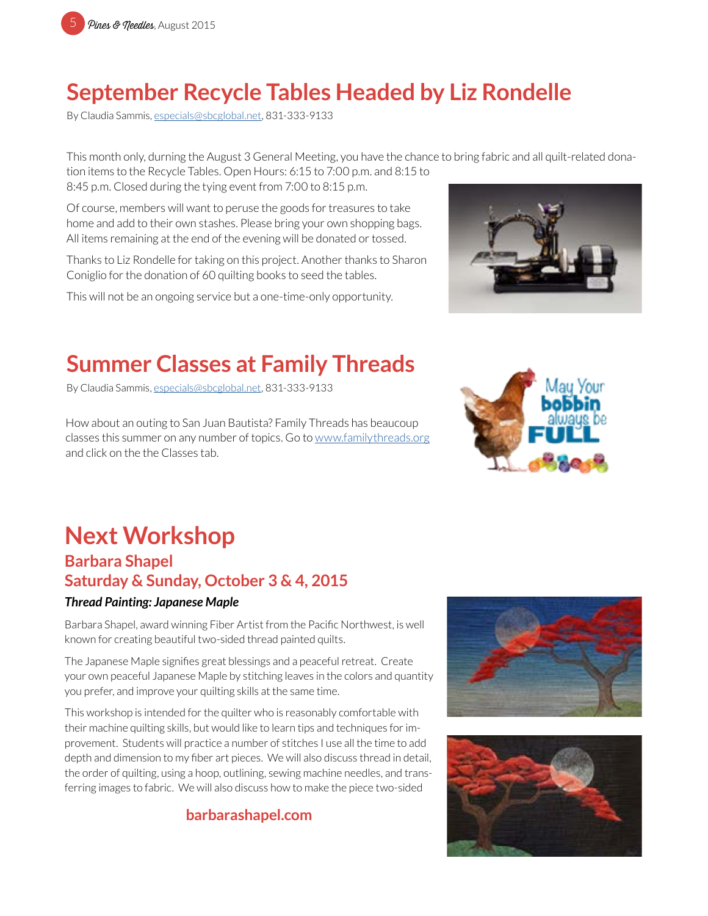# September Recycle Tables Headed by Liz Rondelle

By Claudia Sammis, especials@sbcglobal.net, 831-333-9133

This month only, durning the August 3 General Meeting, you have the chance to bring fabric and all quilt-related donation items to the Recycle Tables. Open Hours: 6:15 to 7:00 p.m. and 8:15 to 8:45 p.m. Closed during the tying event from 7:00 to 8:15 p.m.

Of course, members will want to peruse the goods for treasures to take home and add to their own stashes. Please bring your own shopping bags. All items remaining at the end of the evening will be donated or tossed.

Thanks to Liz Rondelle for taking on this project. Another thanks to Sharon Coniglio for the donation of 60 quilting books to seed the tables.

This will not be an ongoing service but a one-time-only opportunity.

# Summer Classes at Family Threads

By Claudia Sammis, especials@sbcglobal.net, 831-333-9133

How about an outing to San Juan Bautista? Family Threads has beaucoup classes this summer on any number of topics. Go to www.familythreads.org and click on the the Classes tab.

# Next Workshop

## Barbara Shapel
## Saturday & Sunday, October 3 & 4, 2015

***Thread Painting: Japanese Maple***

Barbara Shapel, award winning Fiber Artist from the Pacific Northwest, is well known for creating beautiful two-sided thread painted quilts.

The Japanese Maple signifies great blessings and a peaceful retreat. Create your own peaceful Japanese Maple by stitching leaves in the colors and quantity you prefer, and improve your quilting skills at the same time.

This workshop is intended for the quilter who is reasonably comfortable with their machine quilting skills, but would like to learn tips and techniques for improvement. Students will practice a number of stitches I use all the time to add depth and dimension to my fiber art pieces. We will also discuss thread in detail, the order of quilting, using a hoop, outlining, sewing machine needles, and transferring images to fabric. We will also discuss how to make the piece two-sided

**barbarashapel.com**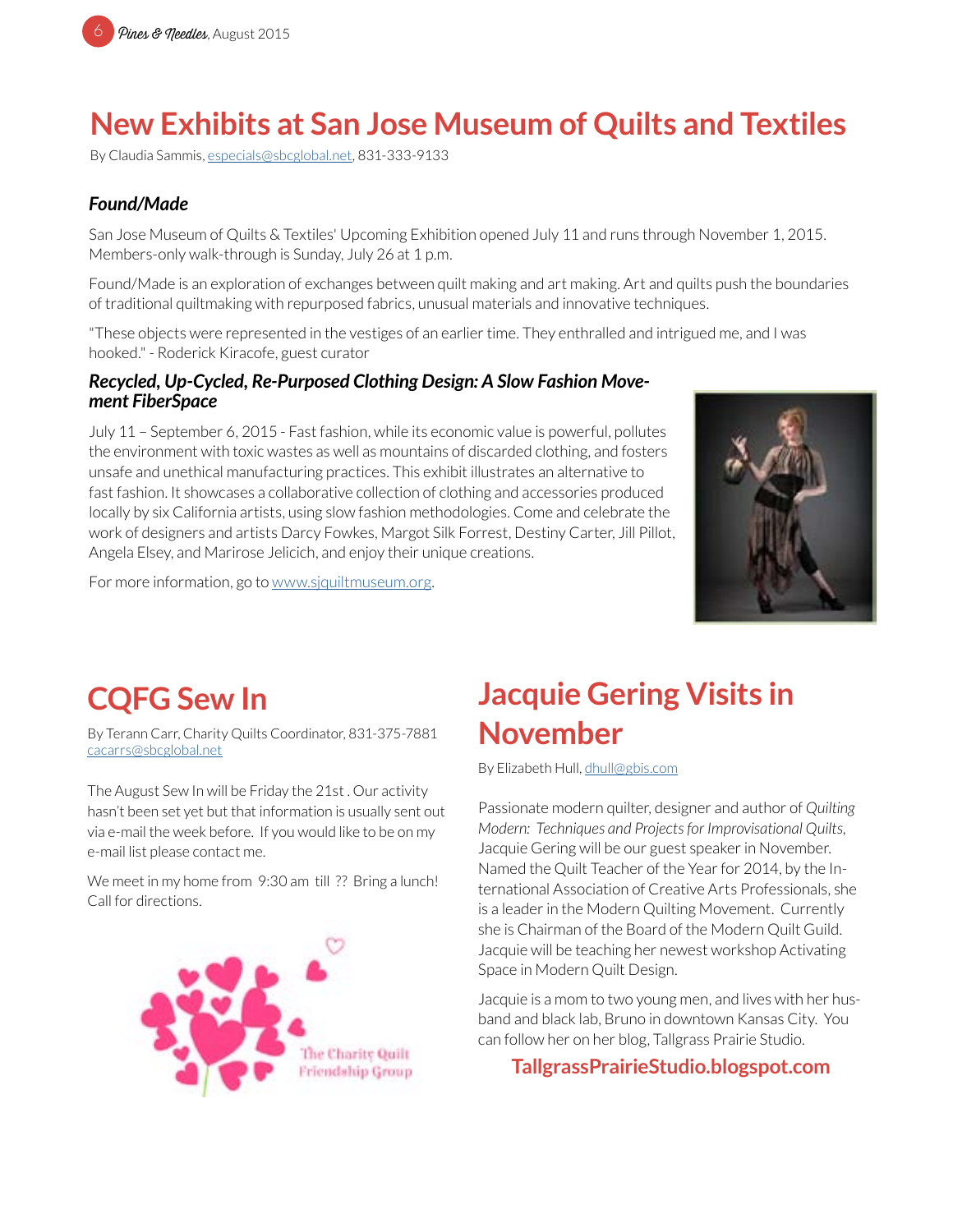# New Exhibits at San Jose Museum of Quilts and Textiles

By Claudia Sammis, especials@sbcglobal.net, 831-333-9133

### *Found/Made*

San Jose Museum of Quilts & Textiles' Upcoming Exhibition opened July 11 and runs through November 1, 2015. Members-only walk-through is Sunday, July 26 at 1 p.m.

Found/Made is an exploration of exchanges between quilt making and art making. Art and quilts push the boundaries of traditional quiltmaking with repurposed fabrics, unusual materials and innovative techniques.

"These objects were represented in the vestiges of an earlier time. They enthralled and intrigued me, and I was hooked." - Roderick Kiracofe, guest curator

### *Recycled, Up-Cycled, Re-Purposed Clothing Design: A Slow Fashion Movement FiberSpace*

July 11 – September 6, 2015 - Fast fashion, while its economic value is powerful, pollutes the environment with toxic wastes as well as mountains of discarded clothing, and fosters unsafe and unethical manufacturing practices. This exhibit illustrates an alternative to fast fashion. It showcases a collaborative collection of clothing and accessories produced locally by six California artists, using slow fashion methodologies. Come and celebrate the work of designers and artists Darcy Fowkes, Margot Silk Forrest, Destiny Carter, Jill Pillot, Angela Elsey, and Marirose Jelicich, and enjoy their unique creations.

For more information, go to www.sjquiltmuseum.org.

# CQFG Sew In

By Terann Carr, Charity Quilts Coordinator, 831-375-7881
cacarrs@sbcglobal.net

The August Sew In will be Friday the 21st . Our activity hasn't been set yet but that information is usually sent out via e-mail the week before. If you would like to be on my e-mail list please contact me.

We meet in my home from 9:30 am till ?? Bring a lunch! Call for directions.

The Charity Quilt Friendship Group

# Jacquie Gering Visits in November

By Elizabeth Hull, dhull@gbis.com

Passionate modern quilter, designer and author of *Quilting Modern: Techniques and Projects for Improvisational Quilts,* Jacquie Gering will be our guest speaker in November. Named the Quilt Teacher of the Year for 2014, by the International Association of Creative Arts Professionals, she is a leader in the Modern Quilting Movement. Currently she is Chairman of the Board of the Modern Quilt Guild. Jacquie will be teaching her newest workshop Activating Space in Modern Quilt Design.

Jacquie is a mom to two young men, and lives with her husband and black lab, Bruno in downtown Kansas City. You can follow her on her blog, Tallgrass Prairie Studio.

**TallgrassPrairieStudio.blogspot.com**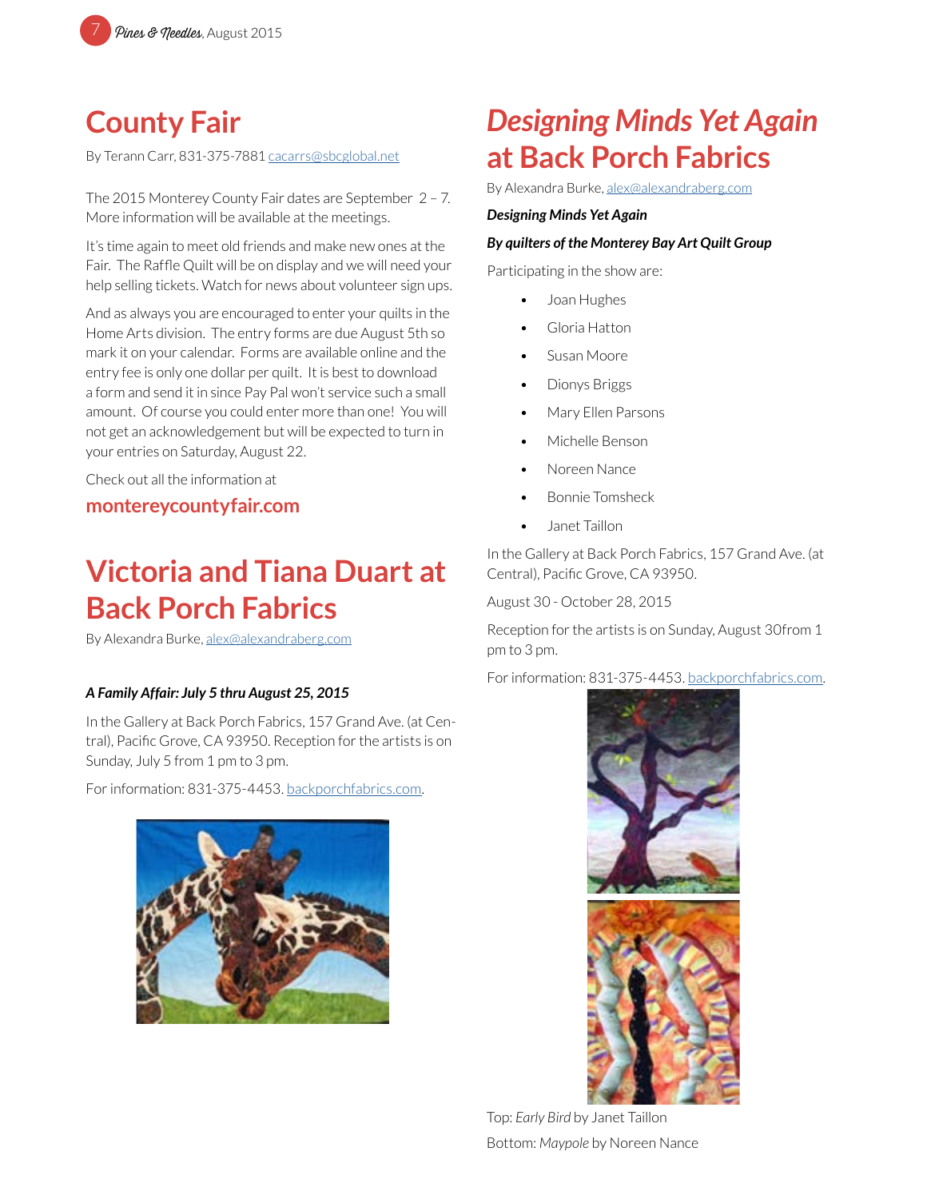# County Fair

By Terann Carr, 831-375-7881 cacarrs@sbcglobal.net

The 2015 Monterey County Fair dates are September 2 – 7. More information will be available at the meetings.

It's time again to meet old friends and make new ones at the Fair. The Raffle Quilt will be on display and we will need your help selling tickets. Watch for news about volunteer sign ups.

And as always you are encouraged to enter your quilts in the Home Arts division. The entry forms are due August 5th so mark it on your calendar. Forms are available online and the entry fee is only one dollar per quilt. It is best to download a form and send it in since Pay Pal won't service such a small amount. Of course you could enter more than one! You will not get an acknowledgement but will be expected to turn in your entries on Saturday, August 22.

Check out all the information at

**montereycountyfair.com**

# Victoria and Tiana Duart at Back Porch Fabrics

By Alexandra Burke, alex@alexandraberg.com

***A Family Affair: July 5 thru August 25, 2015***

In the Gallery at Back Porch Fabrics, 157 Grand Ave. (at Central), Pacific Grove, CA 93950. Reception for the artists is on Sunday, July 5 from 1 pm to 3 pm.

For information: 831-375-4453. backporchfabrics.com.

# *Designing Minds Yet Again* at Back Porch Fabrics

By Alexandra Burke, alex@alexandraberg.com

***Designing Minds Yet Again***

***By quilters of the Monterey Bay Art Quilt Group***

Participating in the show are:

- Joan Hughes
- Gloria Hatton
- Susan Moore
- Dionys Briggs
- Mary Ellen Parsons
- Michelle Benson
- Noreen Nance
- Bonnie Tomsheck
- Janet Taillon

In the Gallery at Back Porch Fabrics, 157 Grand Ave. (at Central), Pacific Grove, CA 93950.

August 30 - October 28, 2015

Reception for the artists is on Sunday, August 30from 1 pm to 3 pm.

For information: 831-375-4453. backporchfabrics.com.

Top: *Early Bird* by Janet Taillon

Bottom: *Maypole* by Noreen Nance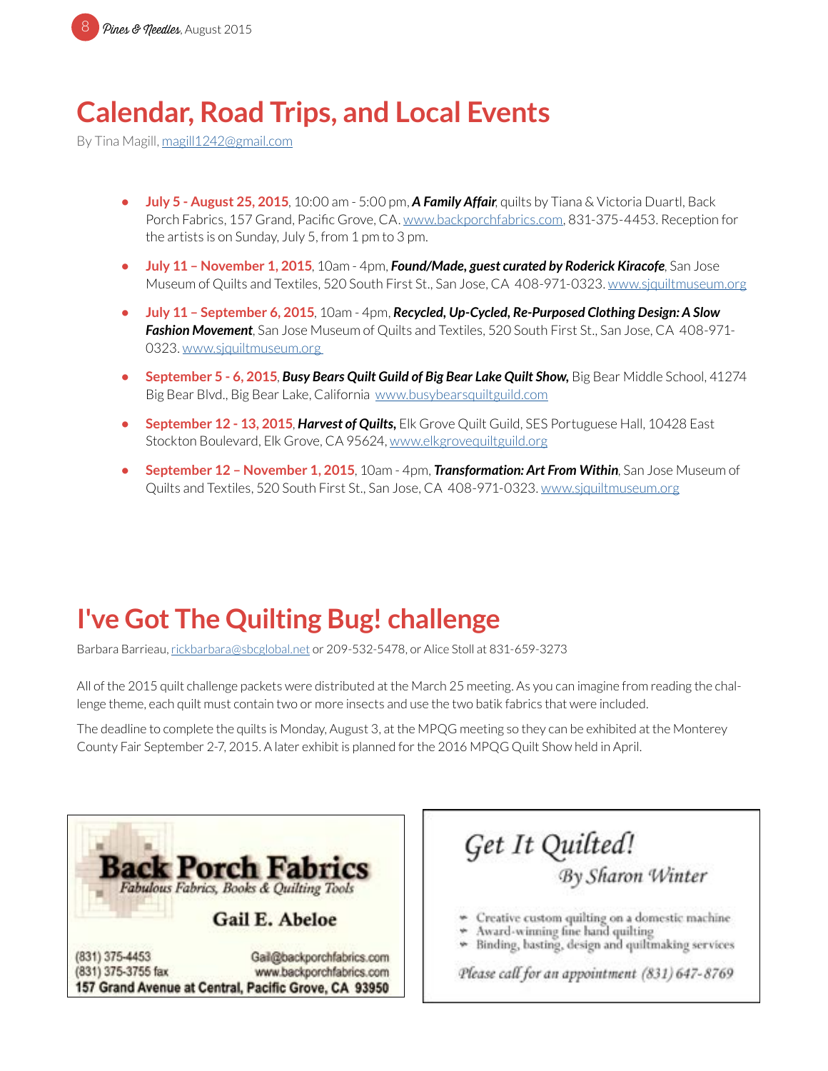# Calendar, Road Trips, and Local Events

By Tina Magill, magill1242@gmail.com

- **July 5 - August 25, 2015**, 10:00 am - 5:00 pm, ***A Family Affair***, quilts by Tiana & Victoria Duartl, Back Porch Fabrics, 157 Grand, Pacific Grove, CA. www.backporchfabrics.com, 831-375-4453. Reception for the artists is on Sunday, July 5, from 1 pm to 3 pm.
- **July 11 – November 1, 2015**, 10am - 4pm, ***Found/Made, guest curated by Roderick Kiracofe***, San Jose Museum of Quilts and Textiles, 520 South First St., San Jose, CA 408-971-0323. www.sjquiltmuseum.org
- **July 11 – September 6, 2015**, 10am - 4pm, ***Recycled, Up-Cycled, Re-Purposed Clothing Design: A Slow Fashion Movement***, San Jose Museum of Quilts and Textiles, 520 South First St., San Jose, CA 408-971-0323. www.sjquiltmuseum.org
- **September 5 - 6, 2015**, ***Busy Bears Quilt Guild of Big Bear Lake Quilt Show,*** Big Bear Middle School, 41274 Big Bear Blvd., Big Bear Lake, California www.busybearsquiltguild.com
- **September 12 - 13, 2015**, ***Harvest of Quilts,*** Elk Grove Quilt Guild, SES Portuguese Hall, 10428 East Stockton Boulevard, Elk Grove, CA 95624, www.elkgrovequiltguild.org
- **September 12 – November 1, 2015**, 10am - 4pm, ***Transformation: Art From Within***, San Jose Museum of Quilts and Textiles, 520 South First St., San Jose, CA 408-971-0323. www.sjquiltmuseum.org

# I've Got The Quilting Bug! challenge

Barbara Barrieau, rickbarbara@sbcglobal.net or 209-532-5478, or Alice Stoll at 831-659-3273

All of the 2015 quilt challenge packets were distributed at the March 25 meeting. As you can imagine from reading the challenge theme, each quilt must contain two or more insects and use the two batik fabrics that were included.

The deadline to complete the quilts is Monday, August 3, at the MPQG meeting so they can be exhibited at the Monterey County Fair September 2-7, 2015. A later exhibit is planned for the 2016 MPQG Quilt Show held in April.

**Back Porch Fabrics**
*Fabulous Fabrics, Books & Quilting Tools*

**Gail E. Abeloe**

(831) 375-4453
(831) 375-3755 fax
Gail@backporchfabrics.com
www.backporchfabrics.com
**157 Grand Avenue at Central, Pacific Grove, CA 93950**

*Get It Quilted!*
*By Sharon Winter*

- Creative custom quilting on a domestic machine
- Award-winning fine hand quilting
- Binding, basting, design and quiltmaking services

*Please call for an appointment (831) 647-8769*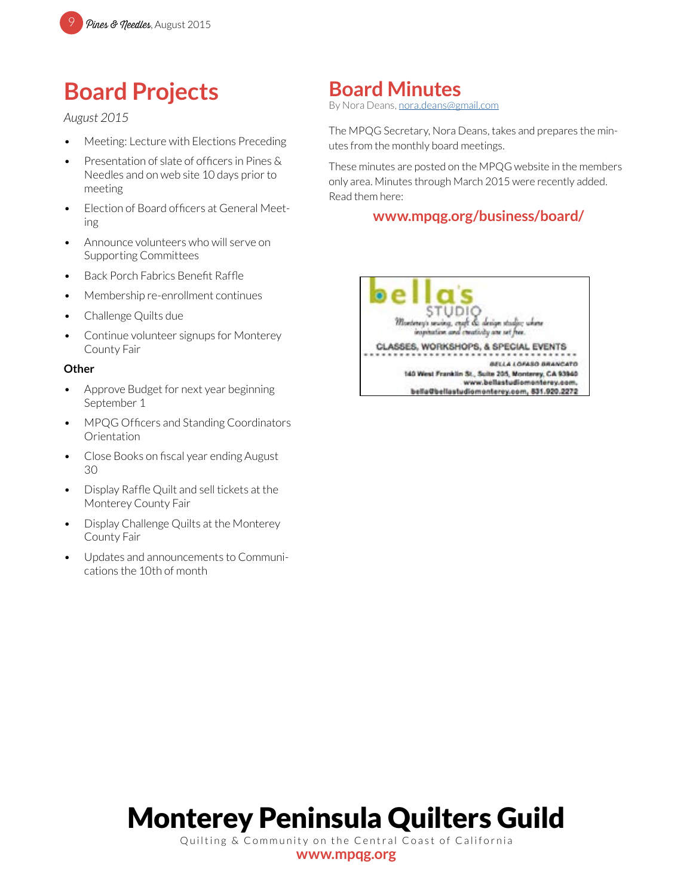# Board Projects

*August 2015*

- Meeting: Lecture with Elections Preceding
- Presentation of slate of officers in Pines & Needles and on web site 10 days prior to meeting
- Election of Board officers at General Meeting
- Announce volunteers who will serve on Supporting Committees
- Back Porch Fabrics Benefit Raffle
- Membership re-enrollment continues
- Challenge Quilts due
- Continue volunteer signups for Monterey County Fair

**Other**

- Approve Budget for next year beginning September 1
- MPQG Officers and Standing Coordinators Orientation
- Close Books on fiscal year ending August 30
- Display Raffle Quilt and sell tickets at the Monterey County Fair
- Display Challenge Quilts at the Monterey County Fair
- Updates and announcements to Communications the 10th of month

# Board Minutes

By Nora Deans, nora.deans@gmail.com

The MPQG Secretary, Nora Deans, takes and prepares the minutes from the monthly board meetings.

These minutes are posted on the MPQG website in the members only area. Minutes through March 2015 were recently added. Read them here:

**www.mpqg.org/business/board/**

bella's STUDIO

Monterey's sewing, craft & design studio; where inspiration and creativity are set free.

CLASSES, WORKSHOPS, & SPECIAL EVENTS

BELLA LOFASO BRANCATO
140 West Franklin St., Suite 205, Monterey, CA 93940
www.bellastudiomonterey.com,
bella@bellastudiomonterey.com, 831.920.2272

# Monterey Peninsula Quilters Guild

Quilting & Community on the Central Coast of California

**www.mpqg.org**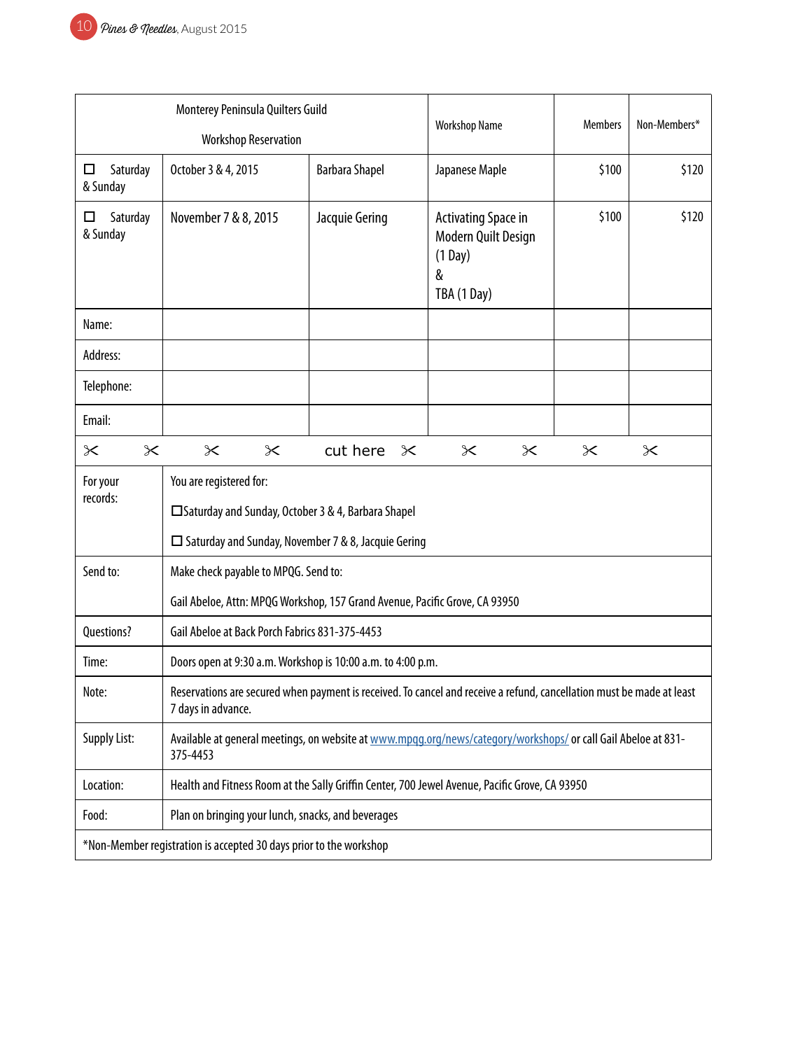| Monterey Peninsula Quilters Guild<br><br>Workshop Reservation | | | Workshop Name | Members | Non-Members* |
|---|---|---|---|---|---|
| ☐ Saturday & Sunday | October 3 & 4, 2015 | Barbara Shapel | Japanese Maple | $100 | $120 |
| ☐ Saturday & Sunday | November 7 & 8, 2015 | Jacquie Gering | Activating Space in Modern Quilt Design (1 Day)<br>&<br>TBA (1 Day) | $100 | $120 |
| Name: | | | | | |
| Address: | | | | | |
| Telephone: | | | | | |
| Email: | | | | | |

✂ ✂ ✂ ✂ cut here ✂ ✂ ✂ ✂ ✂

| | |
|---|---|
| For your records: | You are registered for:<br><br>☐ Saturday and Sunday, October 3 & 4, Barbara Shapel<br><br>☐ Saturday and Sunday, November 7 & 8, Jacquie Gering |
| Send to: | Make check payable to MPQG. Send to:<br><br>Gail Abeloe, Attn: MPQG Workshop, 157 Grand Avenue, Pacific Grove, CA 93950 |
| Questions? | Gail Abeloe at Back Porch Fabrics 831-375-4453 |
| Time: | Doors open at 9:30 a.m. Workshop is 10:00 a.m. to 4:00 p.m. |
| Note: | Reservations are secured when payment is received. To cancel and receive a refund, cancellation must be made at least 7 days in advance. |
| Supply List: | Available at general meetings, on website at [www.mpqg.org/news/category/workshops/](www.mpqg.org/news/category/workshops/) or call Gail Abeloe at 831-375-4453 |
| Location: | Health and Fitness Room at the Sally Griffin Center, 700 Jewel Avenue, Pacific Grove, CA 93950 |
| Food: | Plan on bringing your lunch, snacks, and beverages |

*Non-Member registration is accepted 30 days prior to the workshop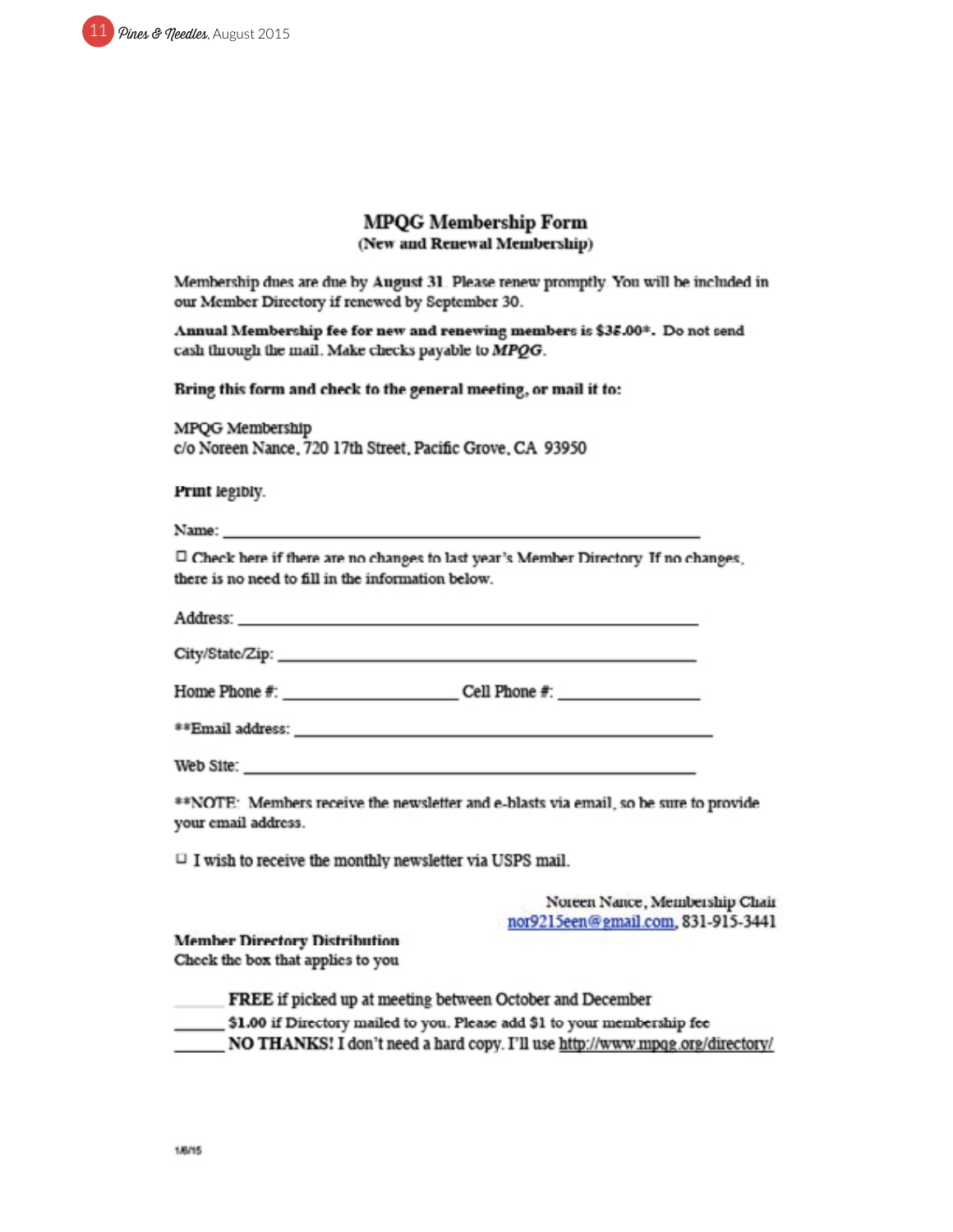# MPQG Membership Form

**(New and Renewal Membership)**

Membership dues are due by **August 31**. Please renew promptly. You will be included in our Member Directory if renewed by September 30.

**Annual Membership fee for new and renewing members is $35.00*.** Do not send cash through the mail. Make checks payable to ***MPQG***.

**Bring this form and check to the general meeting, or mail it to:**

MPQG Membership
c/o Noreen Nance, 720 17th Street, Pacific Grove, CA 93950

**Print** legibly.

Name: ______________________________________________________

☐ Check here if there are no changes to last year's Member Directory. If no changes, there is no need to fill in the information below.

Address: ____________________________________________________

City/State/Zip: _______________________________________________

Home Phone #: ____________________ Cell Phone #: ________________

**Email address: ______________________________________________

Web Site: ____________________________________________________

**NOTE: Members receive the newsletter and e-blasts via email, so be sure to provide your email address.

☐ I wish to receive the monthly newsletter via USPS mail.

Noreen Nance, Membership Chair
nor9215een@gmail.com, 831-915-3441

**Member Directory Distribution**
Check the box that applies to you

______ **FREE** if picked up at meeting between October and December
______ **$1.00** if Directory mailed to you. Please add $1 to your membership fee
______ **NO THANKS!** I don't need a hard copy. I'll use http://www.mpqg.org/directory/

1/6/15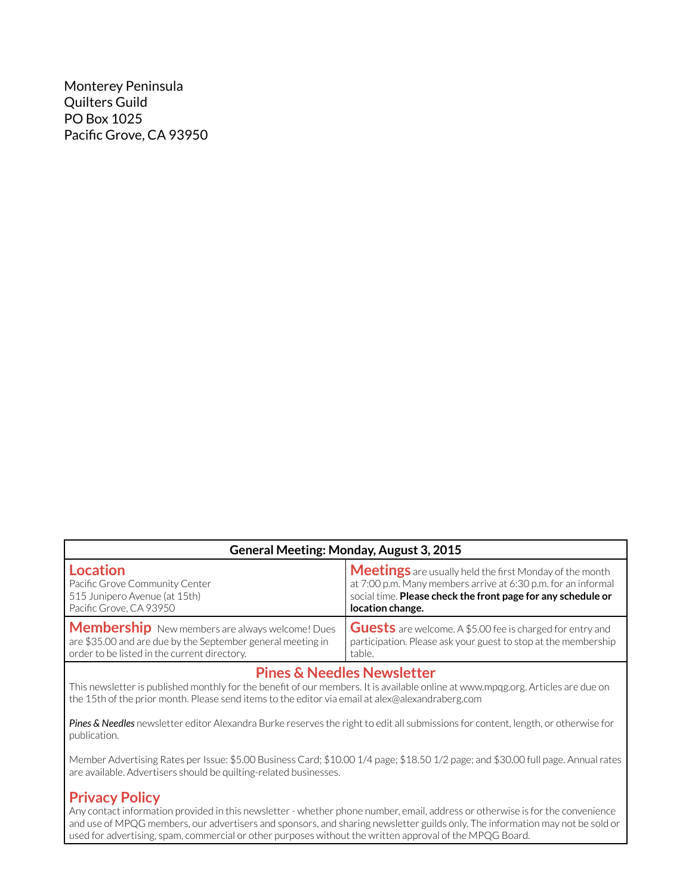Monterey Peninsula
Quilters Guild
PO Box 1025
Pacific Grove, CA 93950

**General Meeting: Monday, August 3, 2015**

## Location

Pacific Grove Community Center
515 Junipero Avenue (at 15th)
Pacific Grove, CA 93950

**Meetings** are usually held the first Monday of the month at 7:00 p.m. Many members arrive at 6:30 p.m. for an informal social time. **Please check the front page for any schedule or location change.**

**Membership** New members are always welcome! Dues are $35.00 and are due by the September general meeting in order to be listed in the current directory.

**Guests** are welcome. A $5.00 fee is charged for entry and participation. Please ask your guest to stop at the membership table.

## Pines & Needles Newsletter

This newsletter is published monthly for the benefit of our members. It is available online at www.mpqg.org. Articles are due on the 15th of the prior month. Please send items to the editor via email at alex@alexandraberg.com

***Pines & Needles*** newsletter editor Alexandra Burke reserves the right to edit all submissions for content, length, or otherwise for publication.

Member Advertising Rates per Issue: $5.00 Business Card; $10.00 1/4 page; $18.50 1/2 page; and $30.00 full page. Annual rates are available. Advertisers should be quilting-related businesses.

## Privacy Policy

Any contact information provided in this newsletter - whether phone number, email, address or otherwise is for the convenience and use of MPQG members, our advertisers and sponsors, and sharing newsletter guilds only. The information may not be sold or used for advertising, spam, commercial or other purposes without the written approval of the MPQG Board.